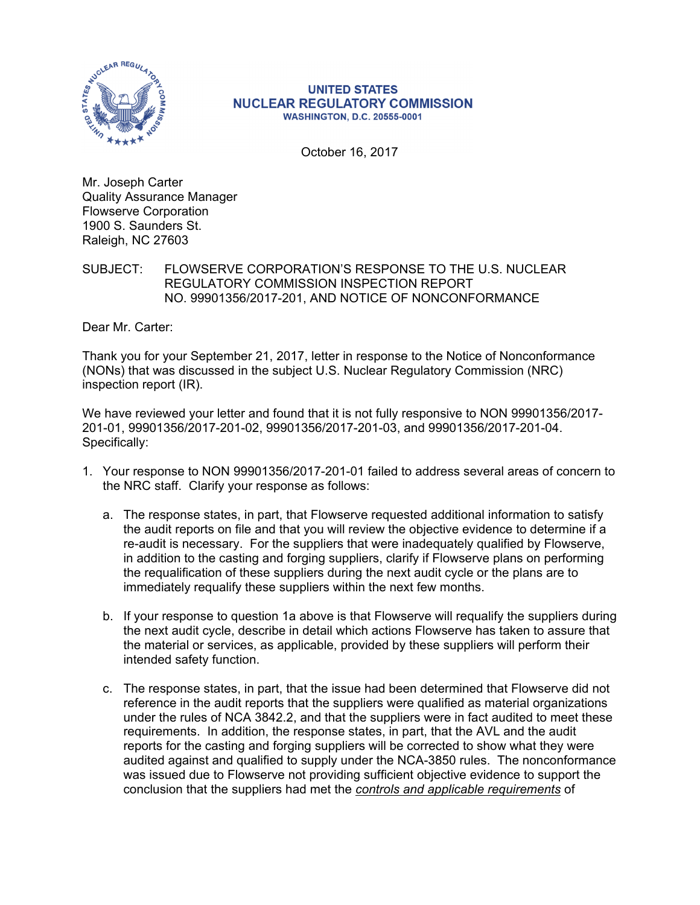**UNITED STATES**
**NUCLEAR REGULATORY COMMISSION**
**WASHINGTON, D.C. 20555-0001**

October 16, 2017

Mr. Joseph Carter
Quality Assurance Manager
Flowserve Corporation
1900 S. Saunders St.
Raleigh, NC 27603

SUBJECT: FLOWSERVE CORPORATION'S RESPONSE TO THE U.S. NUCLEAR REGULATORY COMMISSION INSPECTION REPORT NO. 99901356/2017-201, AND NOTICE OF NONCONFORMANCE

Dear Mr. Carter:

Thank you for your September 21, 2017, letter in response to the Notice of Nonconformance (NONs) that was discussed in the subject U.S. Nuclear Regulatory Commission (NRC) inspection report (IR).

We have reviewed your letter and found that it is not fully responsive to NON 99901356/2017-201-01, 99901356/2017-201-02, 99901356/2017-201-03, and 99901356/2017-201-04. Specifically:

1. Your response to NON 99901356/2017-201-01 failed to address several areas of concern to the NRC staff. Clarify your response as follows:

   a. The response states, in part, that Flowserve requested additional information to satisfy the audit reports on file and that you will review the objective evidence to determine if a re-audit is necessary. For the suppliers that were inadequately qualified by Flowserve, in addition to the casting and forging suppliers, clarify if Flowserve plans on performing the requalification of these suppliers during the next audit cycle or the plans are to immediately requalify these suppliers within the next few months.

   b. If your response to question 1a above is that Flowserve will requalify the suppliers during the next audit cycle, describe in detail which actions Flowserve has taken to assure that the material or services, as applicable, provided by these suppliers will perform their intended safety function.

   c. The response states, in part, that the issue had been determined that Flowserve did not reference in the audit reports that the suppliers were qualified as material organizations under the rules of NCA 3842.2, and that the suppliers were in fact audited to meet these requirements. In addition, the response states, in part, that the AVL and the audit reports for the casting and forging suppliers will be corrected to show what they were audited against and qualified to supply under the NCA-3850 rules. The nonconformance was issued due to Flowserve not providing sufficient objective evidence to support the conclusion that the suppliers had met the _controls and applicable requirements_ of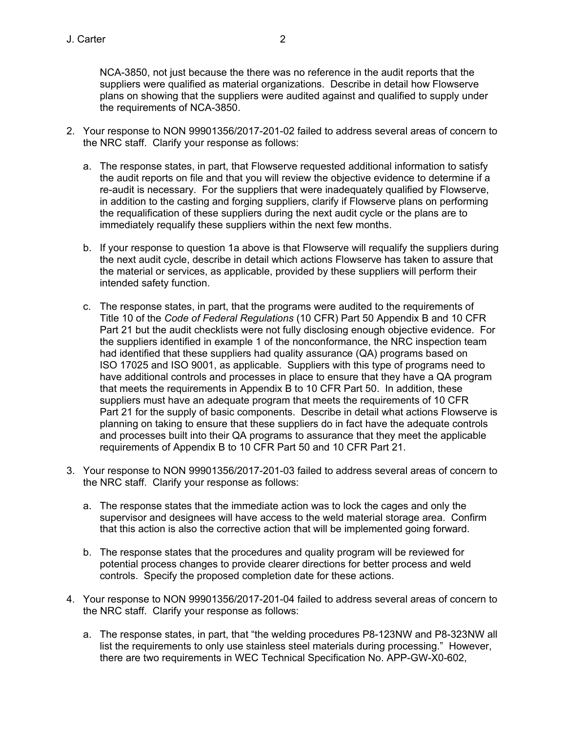NCA-3850, not just because the there was no reference in the audit reports that the suppliers were qualified as material organizations. Describe in detail how Flowserve plans on showing that the suppliers were audited against and qualified to supply under the requirements of NCA-3850.

2. Your response to NON 99901356/2017-201-02 failed to address several areas of concern to the NRC staff. Clarify your response as follows:

   a. The response states, in part, that Flowserve requested additional information to satisfy the audit reports on file and that you will review the objective evidence to determine if a re-audit is necessary. For the suppliers that were inadequately qualified by Flowserve, in addition to the casting and forging suppliers, clarify if Flowserve plans on performing the requalification of these suppliers during the next audit cycle or the plans are to immediately requalify these suppliers within the next few months.

   b. If your response to question 1a above is that Flowserve will requalify the suppliers during the next audit cycle, describe in detail which actions Flowserve has taken to assure that the material or services, as applicable, provided by these suppliers will perform their intended safety function.

   c. The response states, in part, that the programs were audited to the requirements of Title 10 of the *Code of Federal Regulations* (10 CFR) Part 50 Appendix B and 10 CFR Part 21 but the audit checklists were not fully disclosing enough objective evidence. For the suppliers identified in example 1 of the nonconformance, the NRC inspection team had identified that these suppliers had quality assurance (QA) programs based on ISO 17025 and ISO 9001, as applicable. Suppliers with this type of programs need to have additional controls and processes in place to ensure that they have a QA program that meets the requirements in Appendix B to 10 CFR Part 50. In addition, these suppliers must have an adequate program that meets the requirements of 10 CFR Part 21 for the supply of basic components. Describe in detail what actions Flowserve is planning on taking to ensure that these suppliers do in fact have the adequate controls and processes built into their QA programs to assurance that they meet the applicable requirements of Appendix B to 10 CFR Part 50 and 10 CFR Part 21.

3. Your response to NON 99901356/2017-201-03 failed to address several areas of concern to the NRC staff. Clarify your response as follows:

   a. The response states that the immediate action was to lock the cages and only the supervisor and designees will have access to the weld material storage area. Confirm that this action is also the corrective action that will be implemented going forward.

   b. The response states that the procedures and quality program will be reviewed for potential process changes to provide clearer directions for better process and weld controls. Specify the proposed completion date for these actions.

4. Your response to NON 99901356/2017-201-04 failed to address several areas of concern to the NRC staff. Clarify your response as follows:

   a. The response states, in part, that "the welding procedures P8-123NW and P8-323NW all list the requirements to only use stainless steel materials during processing." However, there are two requirements in WEC Technical Specification No. APP-GW-X0-602,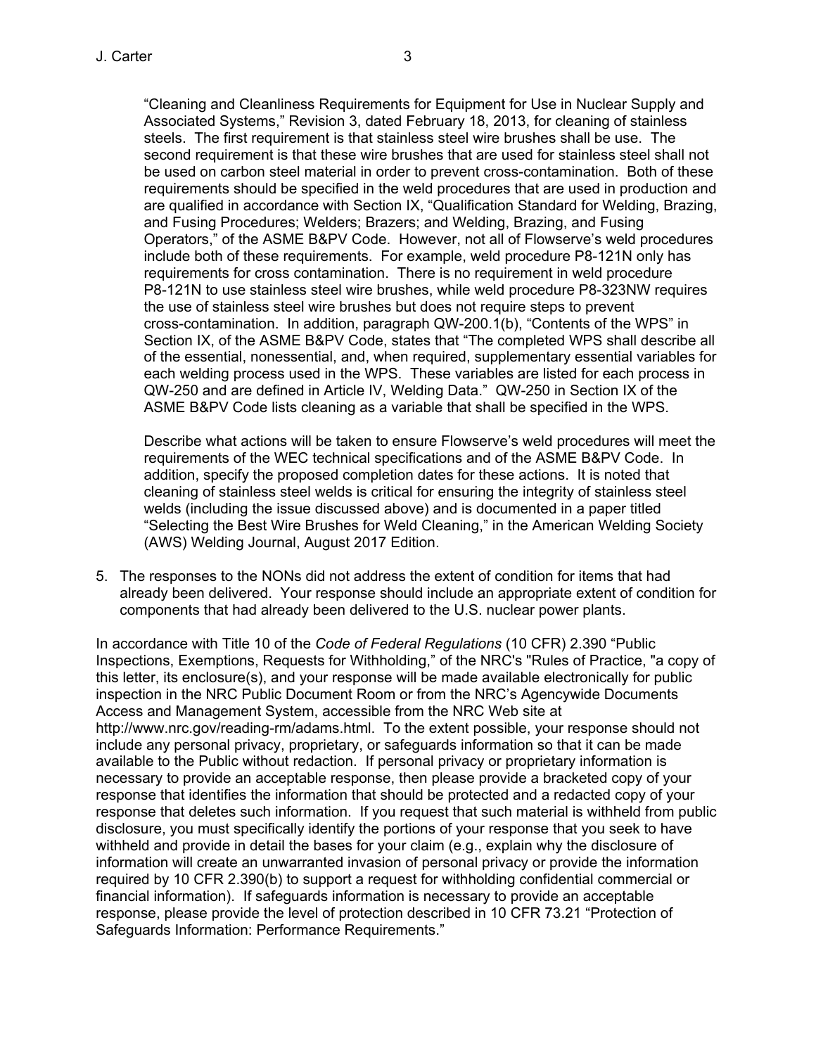"Cleaning and Cleanliness Requirements for Equipment for Use in Nuclear Supply and Associated Systems," Revision 3, dated February 18, 2013, for cleaning of stainless steels. The first requirement is that stainless steel wire brushes shall be use. The second requirement is that these wire brushes that are used for stainless steel shall not be used on carbon steel material in order to prevent cross-contamination. Both of these requirements should be specified in the weld procedures that are used in production and are qualified in accordance with Section IX, "Qualification Standard for Welding, Brazing, and Fusing Procedures; Welders; Brazers; and Welding, Brazing, and Fusing Operators," of the ASME B&PV Code. However, not all of Flowserve's weld procedures include both of these requirements. For example, weld procedure P8-121N only has requirements for cross contamination. There is no requirement in weld procedure P8-121N to use stainless steel wire brushes, while weld procedure P8-323NW requires the use of stainless steel wire brushes but does not require steps to prevent cross-contamination. In addition, paragraph QW-200.1(b), "Contents of the WPS" in Section IX, of the ASME B&PV Code, states that "The completed WPS shall describe all of the essential, nonessential, and, when required, supplementary essential variables for each welding process used in the WPS. These variables are listed for each process in QW-250 and are defined in Article IV, Welding Data." QW-250 in Section IX of the ASME B&PV Code lists cleaning as a variable that shall be specified in the WPS.

Describe what actions will be taken to ensure Flowserve's weld procedures will meet the requirements of the WEC technical specifications and of the ASME B&PV Code. In addition, specify the proposed completion dates for these actions. It is noted that cleaning of stainless steel welds is critical for ensuring the integrity of stainless steel welds (including the issue discussed above) and is documented in a paper titled "Selecting the Best Wire Brushes for Weld Cleaning," in the American Welding Society (AWS) Welding Journal, August 2017 Edition.

5. The responses to the NONs did not address the extent of condition for items that had already been delivered. Your response should include an appropriate extent of condition for components that had already been delivered to the U.S. nuclear power plants.

In accordance with Title 10 of the *Code of Federal Regulations* (10 CFR) 2.390 "Public Inspections, Exemptions, Requests for Withholding," of the NRC's "Rules of Practice, "a copy of this letter, its enclosure(s), and your response will be made available electronically for public inspection in the NRC Public Document Room or from the NRC's Agencywide Documents Access and Management System, accessible from the NRC Web site at http://www.nrc.gov/reading-rm/adams.html. To the extent possible, your response should not include any personal privacy, proprietary, or safeguards information so that it can be made available to the Public without redaction. If personal privacy or proprietary information is necessary to provide an acceptable response, then please provide a bracketed copy of your response that identifies the information that should be protected and a redacted copy of your response that deletes such information. If you request that such material is withheld from public disclosure, you must specifically identify the portions of your response that you seek to have withheld and provide in detail the bases for your claim (e.g., explain why the disclosure of information will create an unwarranted invasion of personal privacy or provide the information required by 10 CFR 2.390(b) to support a request for withholding confidential commercial or financial information). If safeguards information is necessary to provide an acceptable response, please provide the level of protection described in 10 CFR 73.21 "Protection of Safeguards Information: Performance Requirements."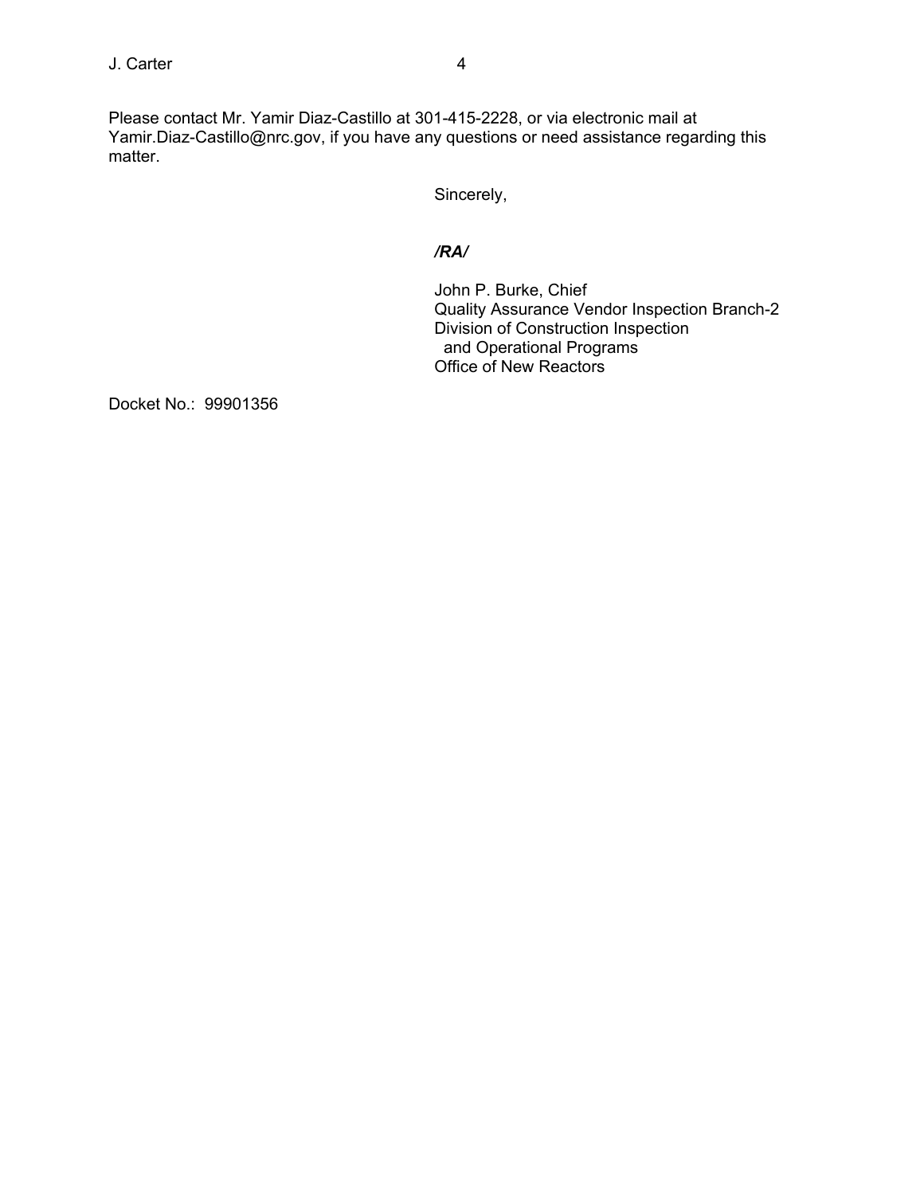Please contact Mr. Yamir Diaz-Castillo at 301-415-2228, or via electronic mail at Yamir.Diaz-Castillo@nrc.gov, if you have any questions or need assistance regarding this matter.

Sincerely,

***/RA/***

John P. Burke, Chief  
Quality Assurance Vendor Inspection Branch-2  
Division of Construction Inspection  
and Operational Programs  
Office of New Reactors

Docket No.: 99901356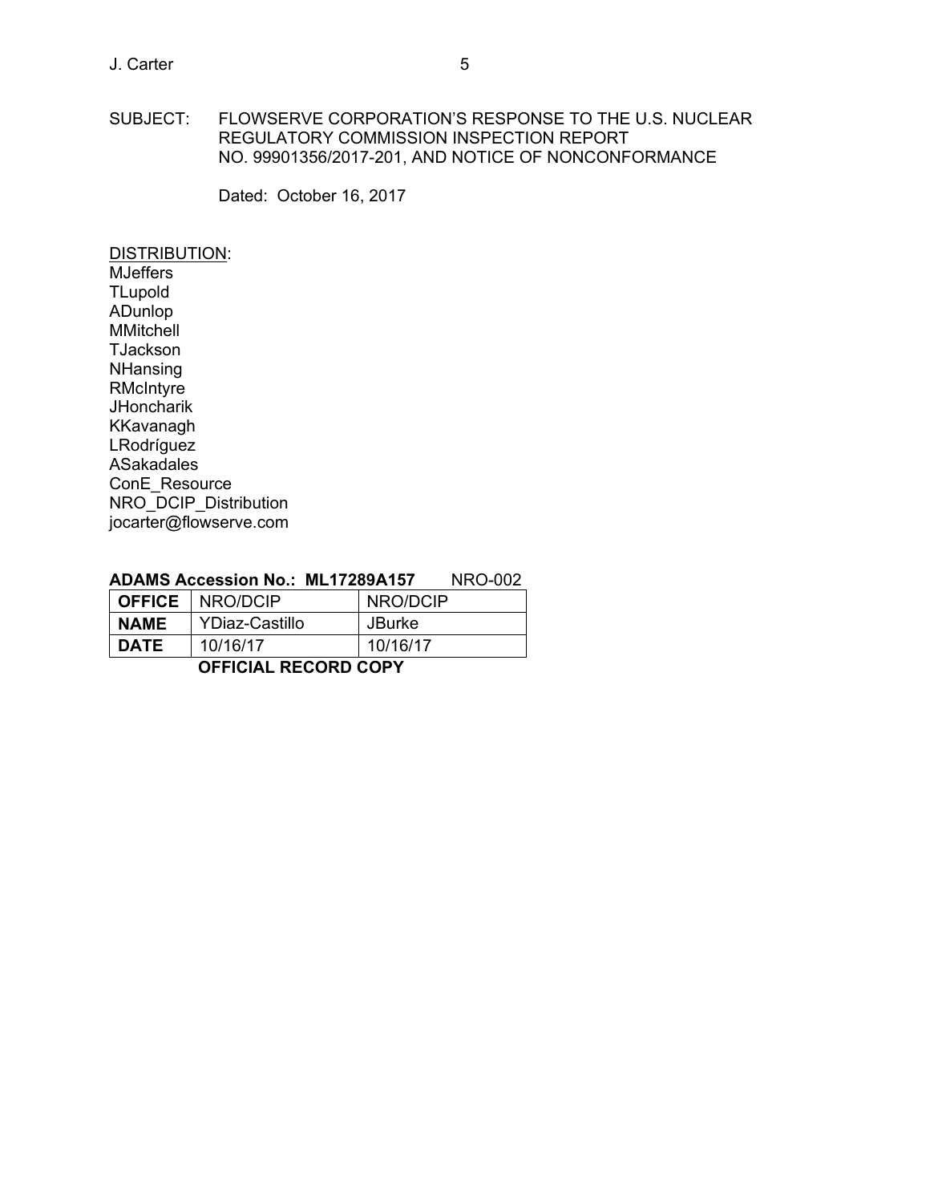SUBJECT: FLOWSERVE CORPORATION'S RESPONSE TO THE U.S. NUCLEAR REGULATORY COMMISSION INSPECTION REPORT NO. 99901356/2017-201, AND NOTICE OF NONCONFORMANCE

Dated: October 16, 2017

<u>DISTRIBUTION</u>:
MJeffers
TLupold
ADunlop
MMitchell
TJackson
NHansing
RMcIntyre
JHoncharik
KKavanagh
LRodríguez
ASakadales
ConE_Resource
NRO_DCIP_Distribution
jocarter@flowserve.com

**ADAMS Accession No.: ML17289A157** NRO-002

| **OFFICE** | NRO/DCIP | NRO/DCIP |
|---|---|---|
| **NAME** | YDiaz-Castillo | JBurke |
| **DATE** | 10/16/17 | 10/16/17 |

**OFFICIAL RECORD COPY**